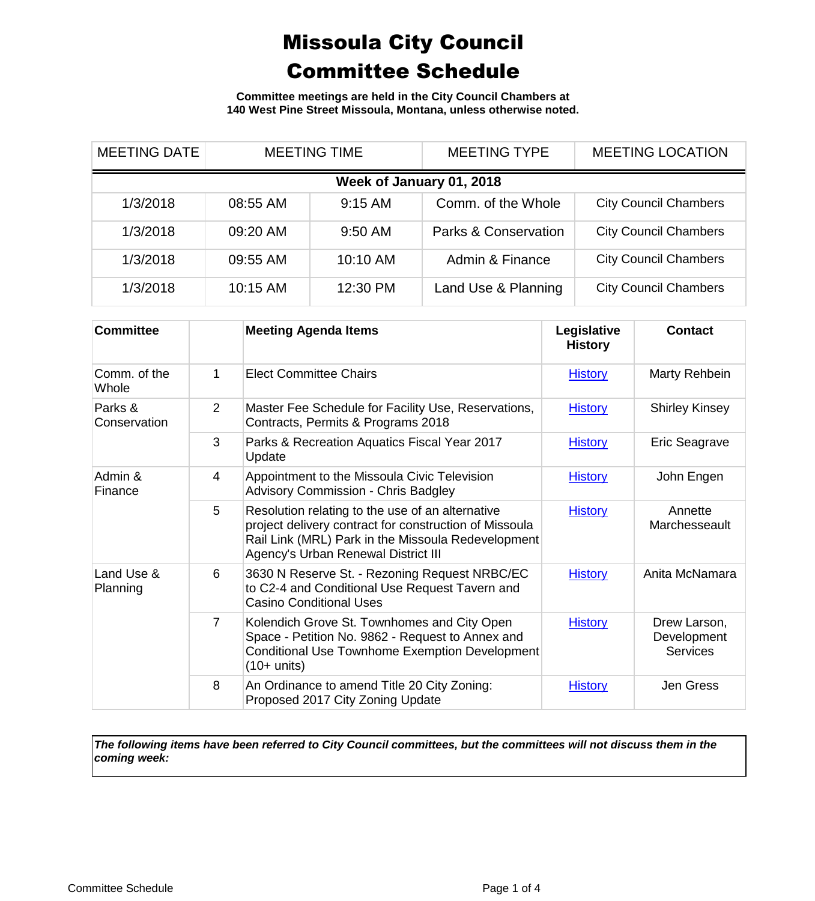# Missoula City Council Committee Schedule

**Committee meetings are held in the City Council Chambers at 140 West Pine Street Missoula, Montana, unless otherwise noted.**

| MEETING DATE | MEETING TIME | | MEETING TYPE | MEETING LOCATION |
|---|---|---|---|---|
| **Week of January 01, 2018** | | | | |
| 1/3/2018 | 08:55 AM | 9:15 AM | Comm. of the Whole | City Council Chambers |
| 1/3/2018 | 09:20 AM | 9:50 AM | Parks & Conservation | City Council Chambers |
| 1/3/2018 | 09:55 AM | 10:10 AM | Admin & Finance | City Council Chambers |
| 1/3/2018 | 10:15 AM | 12:30 PM | Land Use & Planning | City Council Chambers |

| Committee | | Meeting Agenda Items | Legislative History | Contact |
|---|---|---|---|---|
| Comm. of the Whole | 1 | Elect Committee Chairs | History | Marty Rehbein |
| Parks & Conservation | 2 | Master Fee Schedule for Facility Use, Reservations, Contracts, Permits & Programs 2018 | History | Shirley Kinsey |
| | 3 | Parks & Recreation Aquatics Fiscal Year 2017 Update | History | Eric Seagrave |
| Admin & Finance | 4 | Appointment to the Missoula Civic Television Advisory Commission - Chris Badgley | History | John Engen |
| | 5 | Resolution relating to the use of an alternative project delivery contract for construction of Missoula Rail Link (MRL) Park in the Missoula Redevelopment Agency's Urban Renewal District III | History | Annette Marchesseault |
| Land Use & Planning | 6 | 3630 N Reserve St. - Rezoning Request NRBC/EC to C2-4 and Conditional Use Request Tavern and Casino Conditional Uses | History | Anita McNamara |
| | 7 | Kolendich Grove St. Townhomes and City Open Space - Petition No. 9862 - Request to Annex and Conditional Use Townhome Exemption Development (10+ units) | History | Drew Larson, Development Services |
| | 8 | An Ordinance to amend Title 20 City Zoning: Proposed 2017 City Zoning Update | History | Jen Gress |

***The following items have been referred to City Council committees, but the committees will not discuss them in the coming week:***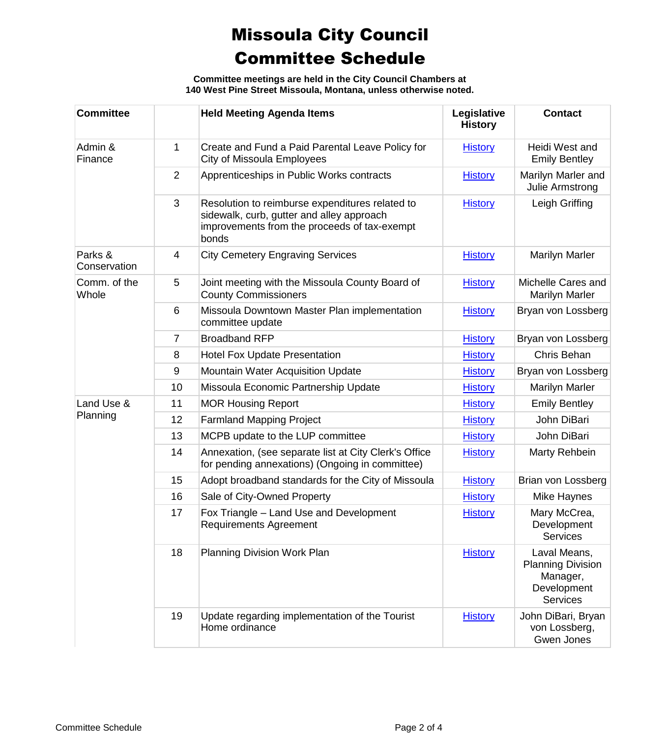# Missoula City Council Committee Schedule

**Committee meetings are held in the City Council Chambers at 140 West Pine Street Missoula, Montana, unless otherwise noted.**

| Committee | | Held Meeting Agenda Items | Legislative History | Contact |
|---|---|---|---|---|
| Admin & Finance | 1 | Create and Fund a Paid Parental Leave Policy for City of Missoula Employees | History | Heidi West and Emily Bentley |
| | 2 | Apprenticeships in Public Works contracts | History | Marilyn Marler and Julie Armstrong |
| | 3 | Resolution to reimburse expenditures related to sidewalk, curb, gutter and alley approach improvements from the proceeds of tax-exempt bonds | History | Leigh Griffing |
| Parks & Conservation | 4 | City Cemetery Engraving Services | History | Marilyn Marler |
| Comm. of the Whole | 5 | Joint meeting with the Missoula County Board of County Commissioners | History | Michelle Cares and Marilyn Marler |
| | 6 | Missoula Downtown Master Plan implementation committee update | History | Bryan von Lossberg |
| | 7 | Broadband RFP | History | Bryan von Lossberg |
| | 8 | Hotel Fox Update Presentation | History | Chris Behan |
| | 9 | Mountain Water Acquisition Update | History | Bryan von Lossberg |
| | 10 | Missoula Economic Partnership Update | History | Marilyn Marler |
| Land Use & Planning | 11 | MOR Housing Report | History | Emily Bentley |
| | 12 | Farmland Mapping Project | History | John DiBari |
| | 13 | MCPB update to the LUP committee | History | John DiBari |
| | 14 | Annexation, (see separate list at City Clerk's Office for pending annexations) (Ongoing in committee) | History | Marty Rehbein |
| | 15 | Adopt broadband standards for the City of Missoula | History | Brian von Lossberg |
| | 16 | Sale of City-Owned Property | History | Mike Haynes |
| | 17 | Fox Triangle – Land Use and Development Requirements Agreement | History | Mary McCrea, Development Services |
| | 18 | Planning Division Work Plan | History | Laval Means, Planning Division Manager, Development Services |
| | 19 | Update regarding implementation of the Tourist Home ordinance | History | John DiBari, Bryan von Lossberg, Gwen Jones |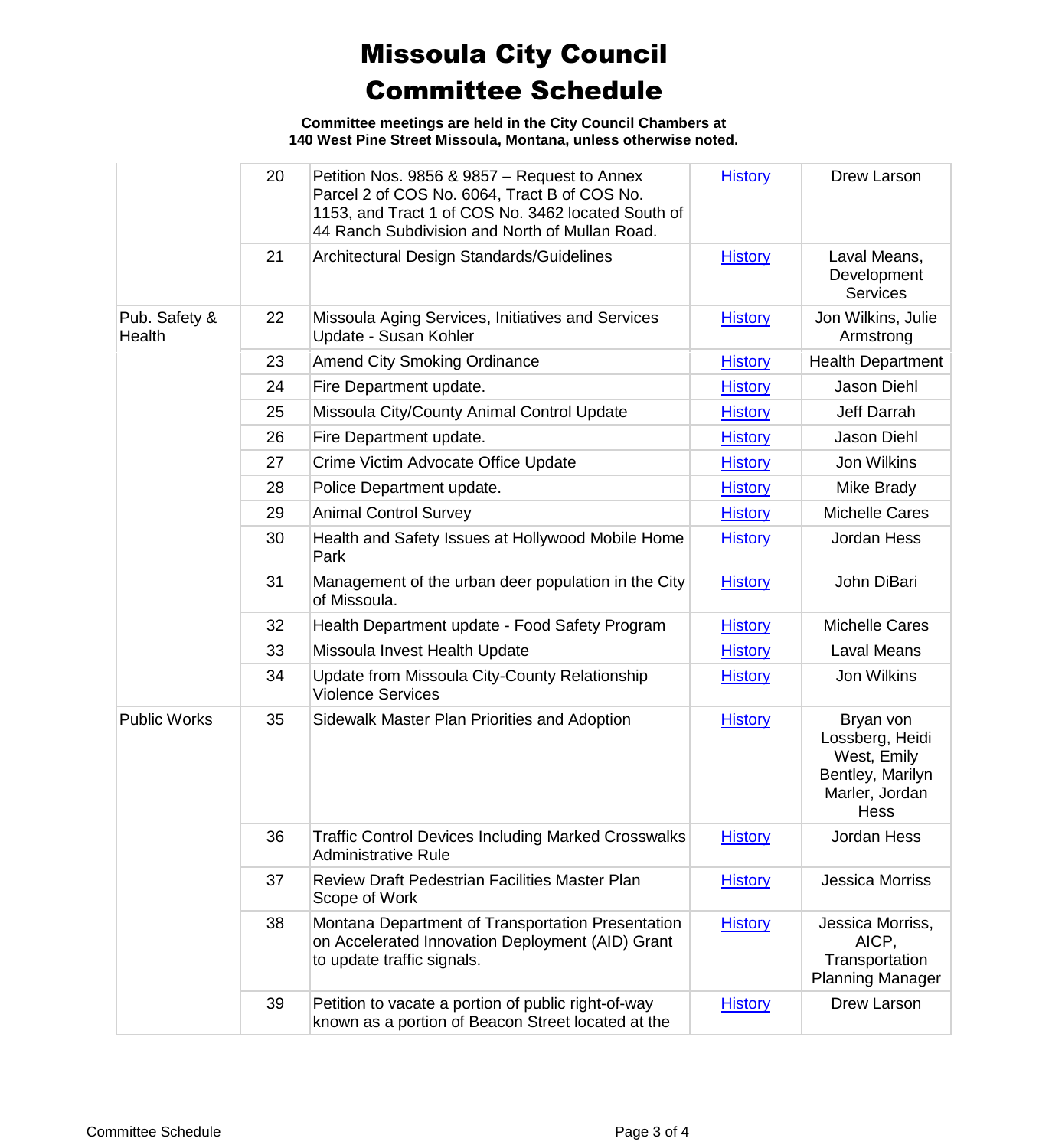# Missoula City Council
# Committee Schedule

**Committee meetings are held in the City Council Chambers at 140 West Pine Street Missoula, Montana, unless otherwise noted.**

| | | | | |
|---|---|---|---|---|
| | 20 | Petition Nos. 9856 & 9857 – Request to Annex Parcel 2 of COS No. 6064, Tract B of COS No. 1153, and Tract 1 of COS No. 3462 located South of 44 Ranch Subdivision and North of Mullan Road. | History | Drew Larson |
| | 21 | Architectural Design Standards/Guidelines | History | Laval Means, Development Services |
| Pub. Safety & Health | 22 | Missoula Aging Services, Initiatives and Services Update - Susan Kohler | History | Jon Wilkins, Julie Armstrong |
| | 23 | Amend City Smoking Ordinance | History | Health Department |
| | 24 | Fire Department update. | History | Jason Diehl |
| | 25 | Missoula City/County Animal Control Update | History | Jeff Darrah |
| | 26 | Fire Department update. | History | Jason Diehl |
| | 27 | Crime Victim Advocate Office Update | History | Jon Wilkins |
| | 28 | Police Department update. | History | Mike Brady |
| | 29 | Animal Control Survey | History | Michelle Cares |
| | 30 | Health and Safety Issues at Hollywood Mobile Home Park | History | Jordan Hess |
| | 31 | Management of the urban deer population in the City of Missoula. | History | John DiBari |
| | 32 | Health Department update - Food Safety Program | History | Michelle Cares |
| | 33 | Missoula Invest Health Update | History | Laval Means |
| | 34 | Update from Missoula City-County Relationship Violence Services | History | Jon Wilkins |
| Public Works | 35 | Sidewalk Master Plan Priorities and Adoption | History | Bryan von Lossberg, Heidi West, Emily Bentley, Marilyn Marler, Jordan Hess |
| | 36 | Traffic Control Devices Including Marked Crosswalks Administrative Rule | History | Jordan Hess |
| | 37 | Review Draft Pedestrian Facilities Master Plan Scope of Work | History | Jessica Morriss |
| | 38 | Montana Department of Transportation Presentation on Accelerated Innovation Deployment (AID) Grant to update traffic signals. | History | Jessica Morriss, AICP, Transportation Planning Manager |
| | 39 | Petition to vacate a portion of public right-of-way known as a portion of Beacon Street located at the | History | Drew Larson |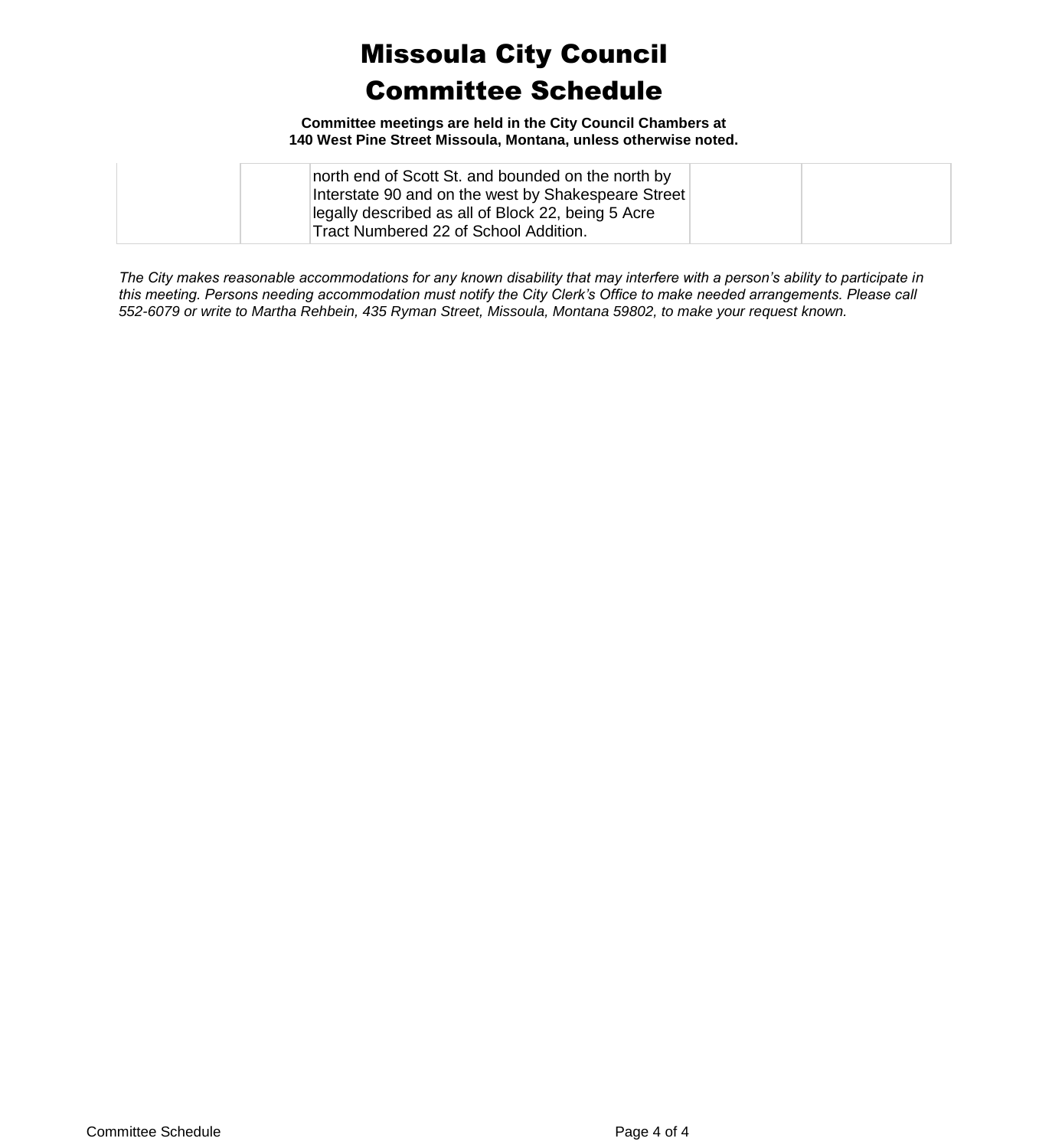# Missoula City Council
# Committee Schedule

**Committee meetings are held in the City Council Chambers at 140 West Pine Street Missoula, Montana, unless otherwise noted.**

| | | | | |
|---|---|---|---|---|
| | | north end of Scott St. and bounded on the north by Interstate 90 and on the west by Shakespeare Street legally described as all of Block 22, being 5 Acre Tract Numbered 22 of School Addition. | | |

*The City makes reasonable accommodations for any known disability that may interfere with a person's ability to participate in this meeting. Persons needing accommodation must notify the City Clerk's Office to make needed arrangements. Please call 552-6079 or write to Martha Rehbein, 435 Ryman Street, Missoula, Montana 59802, to make your request known.*